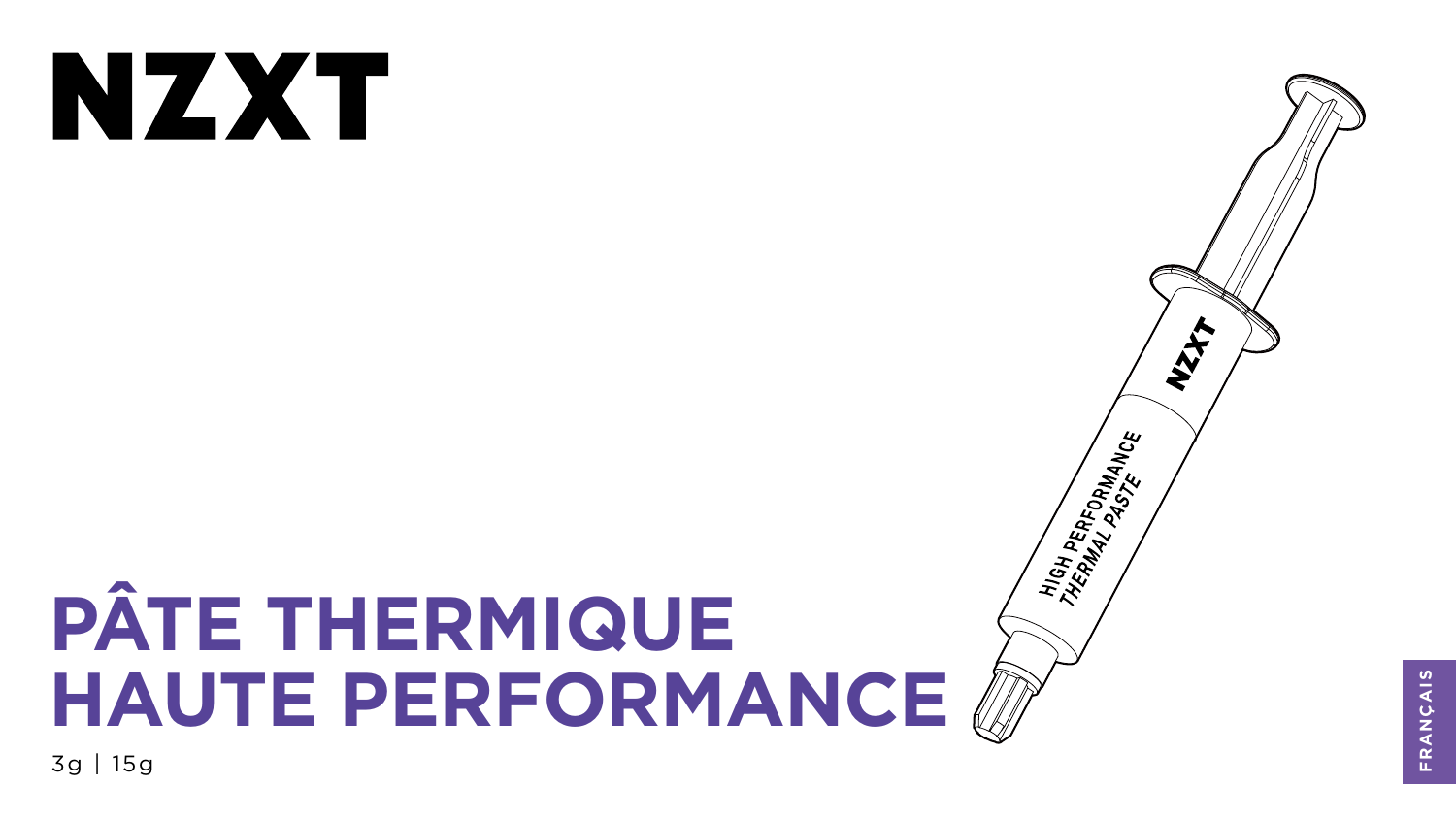NZXT

# PÂTE THERMIQUE HAUTE PERFORMANCE

3g | 15g

FRANÇAIS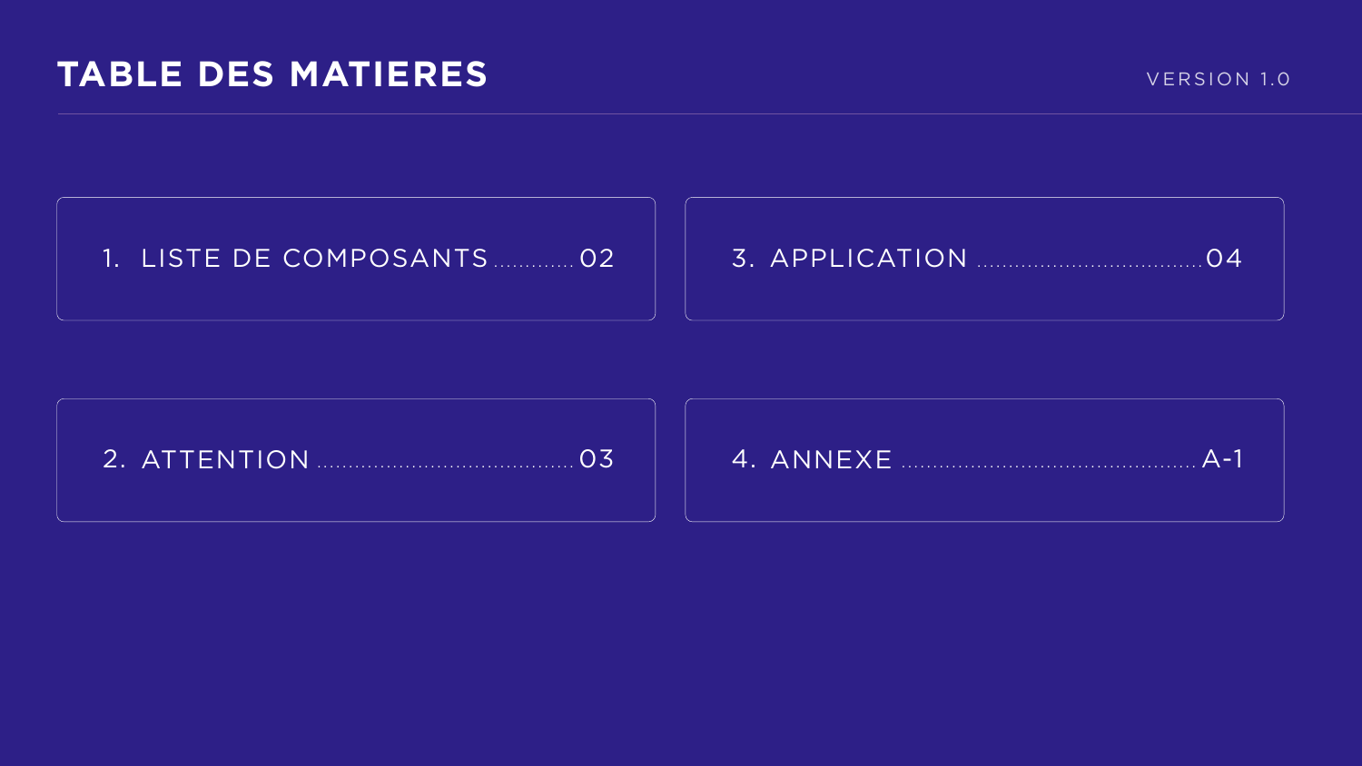# TABLE DES MATIERES

VERSION 1.0

1. LISTE DE COMPOSANTS ............. 02
2. ATTENTION ....................................... 03
3. APPLICATION ................................... 04
4. ANNEXE ............................................ A-1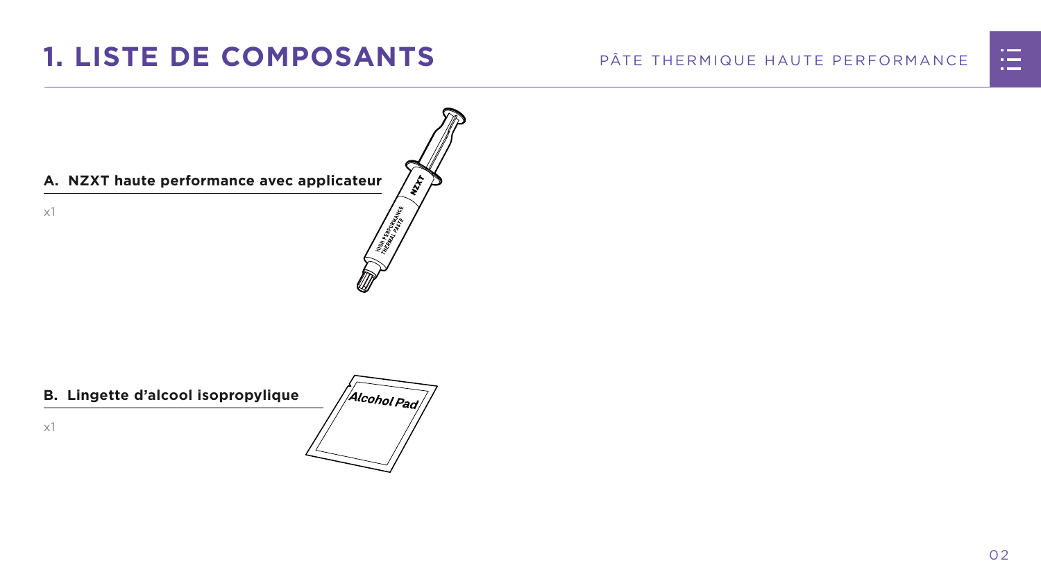# 1. LISTE DE COMPOSANTS

**A. NZXT haute performance avec applicateur**

x1

**B. Lingette d'alcool isopropylique**

x1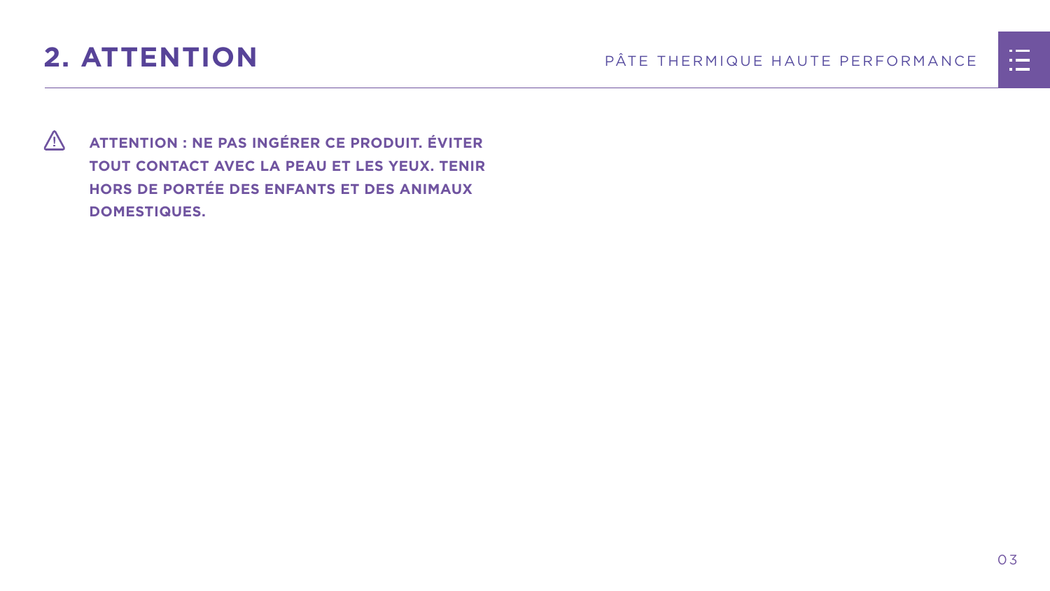## 2. ATTENTION

⚠ **ATTENTION : NE PAS INGÉRER CE PRODUIT. ÉVITER TOUT CONTACT AVEC LA PEAU ET LES YEUX. TENIR HORS DE PORTÉE DES ENFANTS ET DES ANIMAUX DOMESTIQUES.**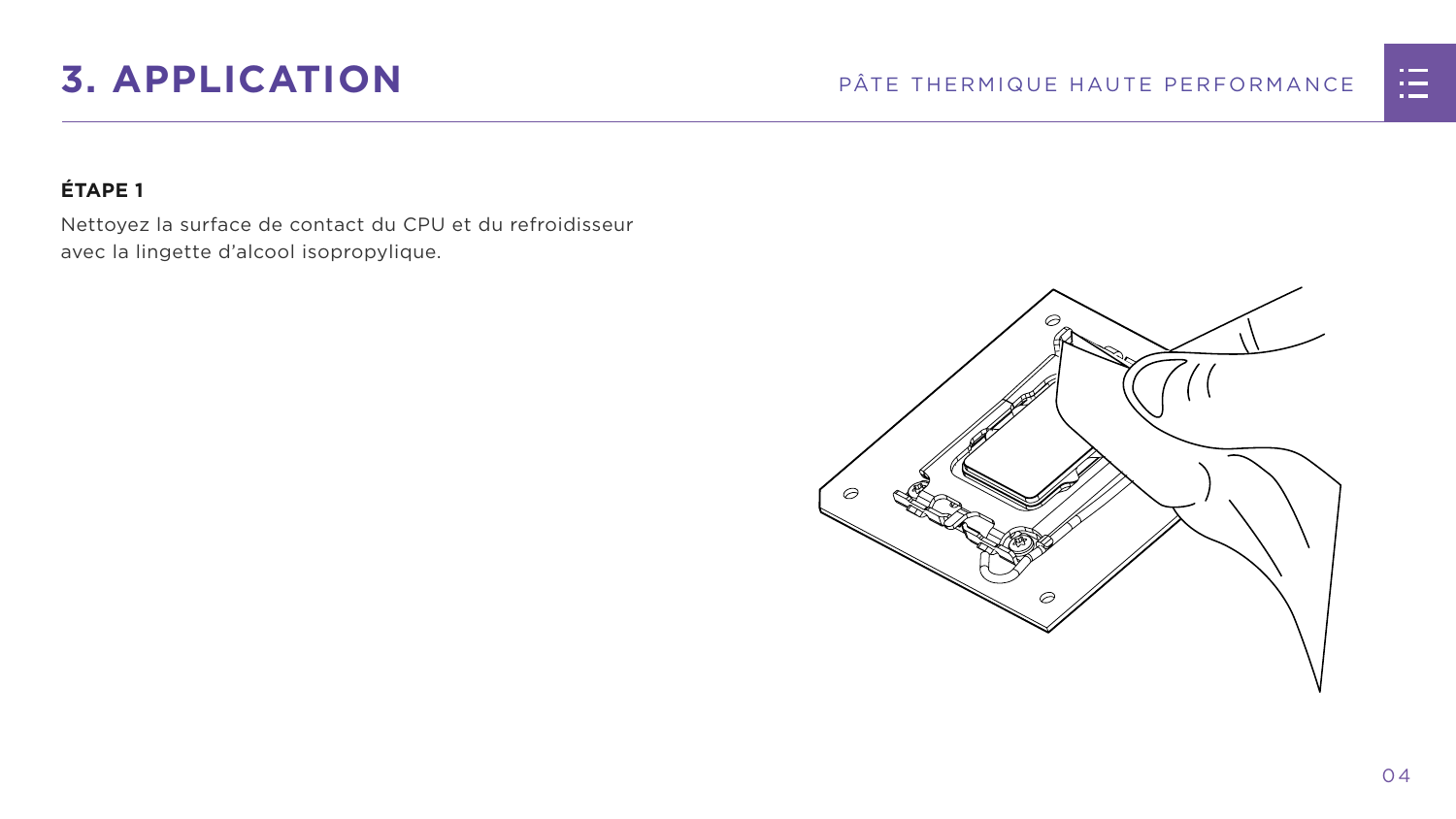# 3. APPLICATION

### ÉTAPE 1

Nettoyez la surface de contact du CPU et du refroidisseur avec la lingette d'alcool isopropylique.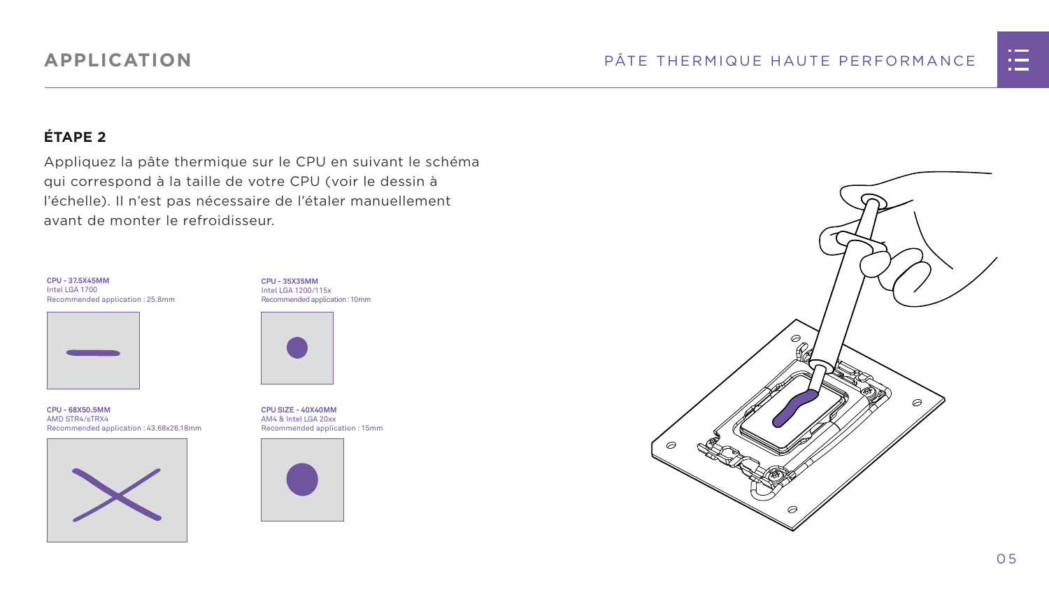## APPLICATION

### ÉTAPE 2

Appliquez la pâte thermique sur le CPU en suivant le schéma qui correspond à la taille de votre CPU (voir le dessin à l'échelle). Il n'est pas nécessaire de l'étaler manuellement avant de monter le refroidisseur.

**CPU - 37.5X45MM**
Intel LGA 1700
Recommended application : 25.8mm

**CPU - 35X35MM**
Intel LGA 1200/115x
Recommended application : 10mm

**CPU - 68X50.5MM**
AMD STR4/sTRX4
Recommended application : 43.68x26.18mm

**CPU SIZE - 40X40MM**
AM4 & Intel LGA 20xx
Recommended application : 15mm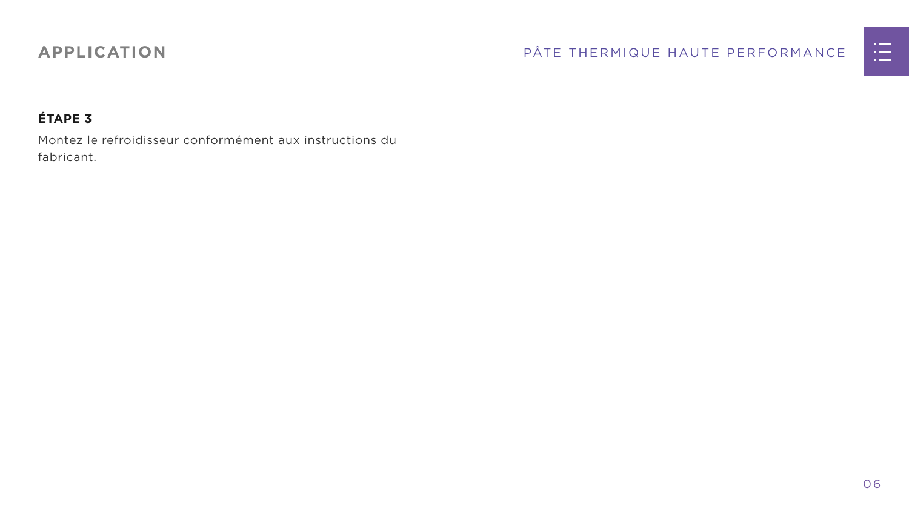### ÉTAPE 3

Montez le refroidisseur conformément aux instructions du fabricant.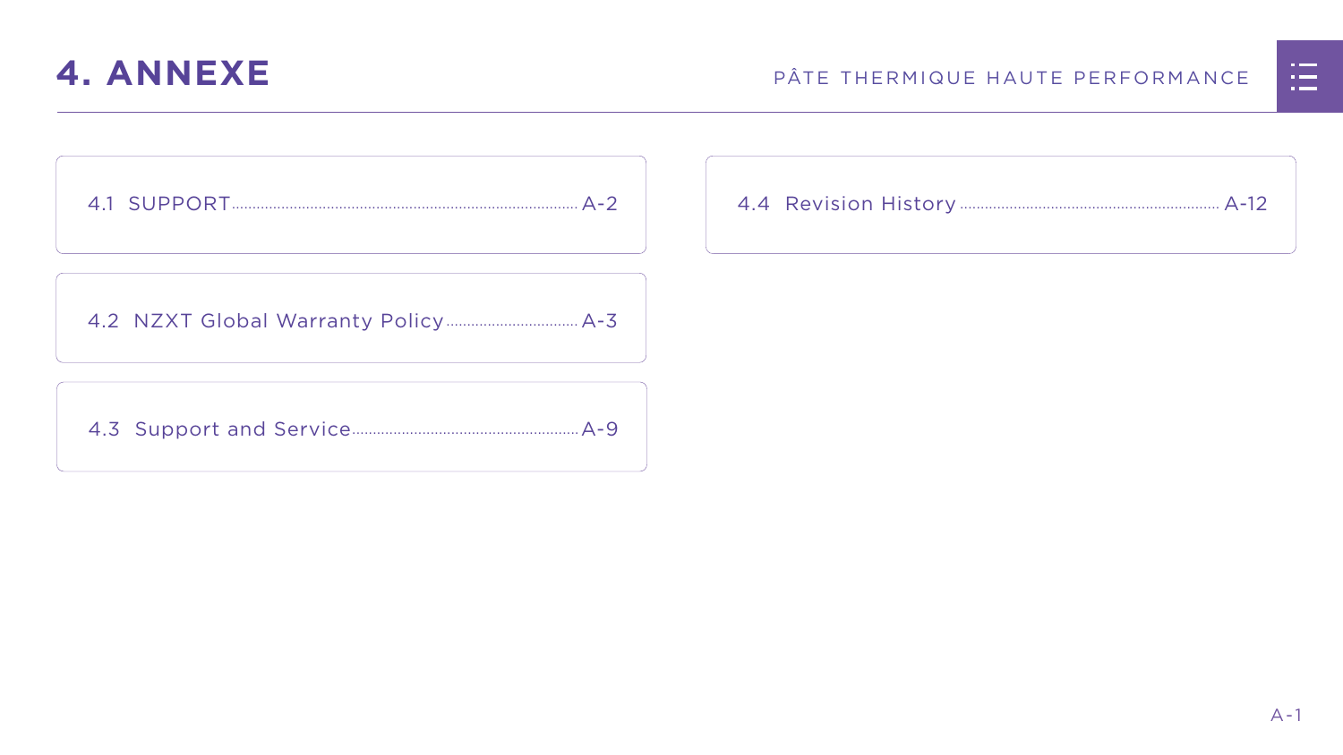# 4. ANNEXE

4.1 SUPPORT ........ A-2

4.2 NZXT Global Warranty Policy ........ A-3

4.3 Support and Service ........ A-9

4.4 Revision History ........ A-12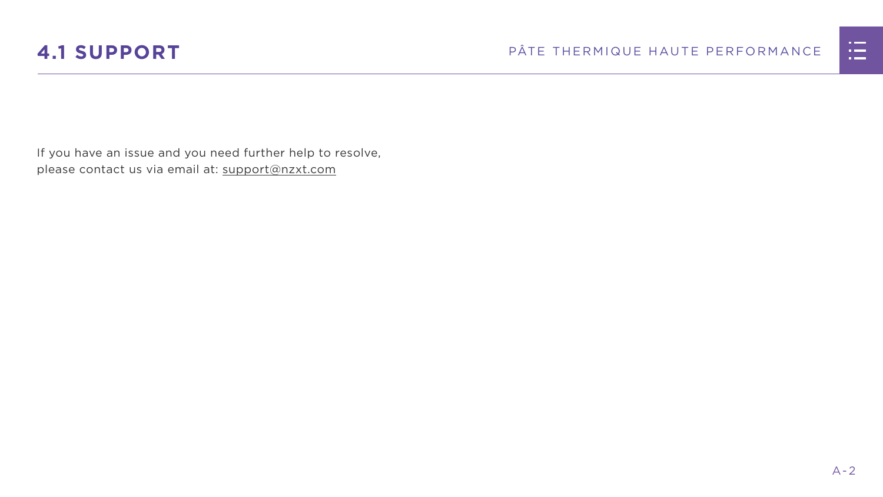# 4.1 SUPPORT

If you have an issue and you need further help to resolve, please contact us via email at: support@nzxt.com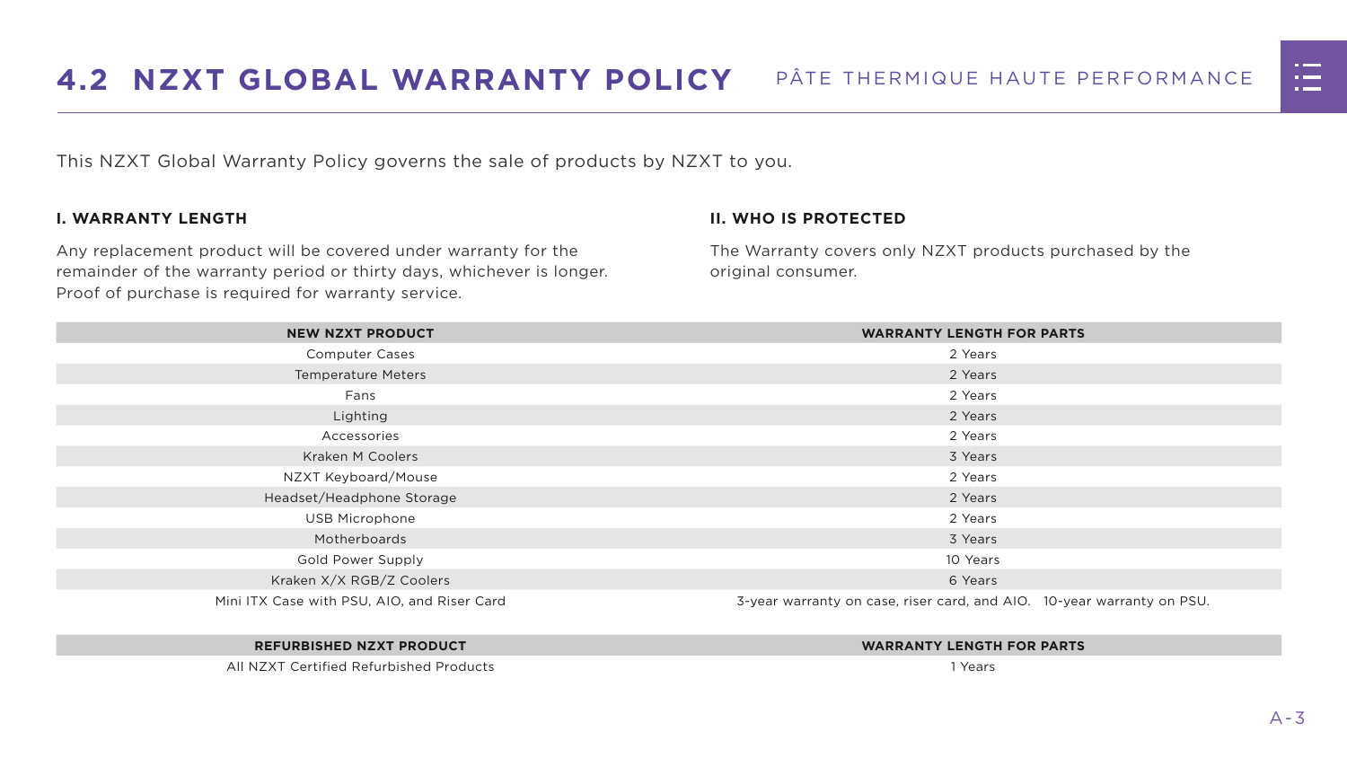## 4.2 NZXT GLOBAL WARRANTY POLICY

This NZXT Global Warranty Policy governs the sale of products by NZXT to you.

**I. WARRANTY LENGTH**

Any replacement product will be covered under warranty for the remainder of the warranty period or thirty days, whichever is longer. Proof of purchase is required for warranty service.

**II. WHO IS PROTECTED**

The Warranty covers only NZXT products purchased by the original consumer.

| NEW NZXT PRODUCT | WARRANTY LENGTH FOR PARTS |
|---|---|
| Computer Cases | 2 Years |
| Temperature Meters | 2 Years |
| Fans | 2 Years |
| Lighting | 2 Years |
| Accessories | 2 Years |
| Kraken M Coolers | 3 Years |
| NZXT Keyboard/Mouse | 2 Years |
| Headset/Headphone Storage | 2 Years |
| USB Microphone | 2 Years |
| Motherboards | 3 Years |
| Gold Power Supply | 10 Years |
| Kraken X/X RGB/Z Coolers | 6 Years |
| Mini ITX Case with PSU, AIO, and Riser Card | 3-year warranty on case, riser card, and AIO. 10-year warranty on PSU. |

| REFURBISHED NZXT PRODUCT | WARRANTY LENGTH FOR PARTS |
|---|---|
| All NZXT Certified Refurbished Products | 1 Years |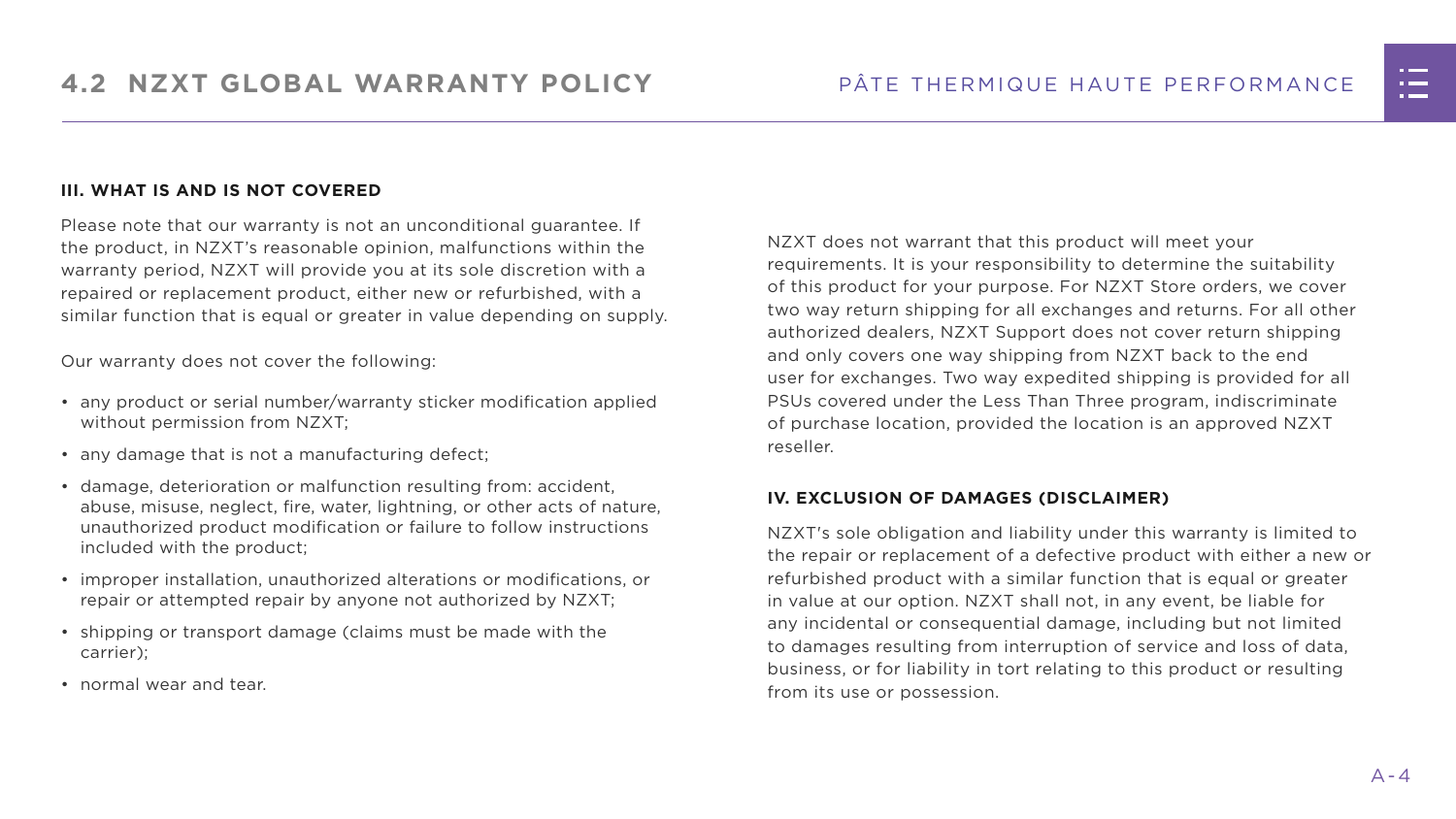### III. WHAT IS AND IS NOT COVERED

Please note that our warranty is not an unconditional guarantee. If the product, in NZXT's reasonable opinion, malfunctions within the warranty period, NZXT will provide you at its sole discretion with a repaired or replacement product, either new or refurbished, with a similar function that is equal or greater in value depending on supply.

Our warranty does not cover the following:

- any product or serial number/warranty sticker modification applied without permission from NZXT;
- any damage that is not a manufacturing defect;
- damage, deterioration or malfunction resulting from: accident, abuse, misuse, neglect, fire, water, lightning, or other acts of nature, unauthorized product modification or failure to follow instructions included with the product;
- improper installation, unauthorized alterations or modifications, or repair or attempted repair by anyone not authorized by NZXT;
- shipping or transport damage (claims must be made with the carrier);
- normal wear and tear.

NZXT does not warrant that this product will meet your requirements. It is your responsibility to determine the suitability of this product for your purpose. For NZXT Store orders, we cover two way return shipping for all exchanges and returns. For all other authorized dealers, NZXT Support does not cover return shipping and only covers one way shipping from NZXT back to the end user for exchanges. Two way expedited shipping is provided for all PSUs covered under the Less Than Three program, indiscriminate of purchase location, provided the location is an approved NZXT reseller.

### IV. EXCLUSION OF DAMAGES (DISCLAIMER)

NZXT's sole obligation and liability under this warranty is limited to the repair or replacement of a defective product with either a new or refurbished product with a similar function that is equal or greater in value at our option. NZXT shall not, in any event, be liable for any incidental or consequential damage, including but not limited to damages resulting from interruption of service and loss of data, business, or for liability in tort relating to this product or resulting from its use or possession.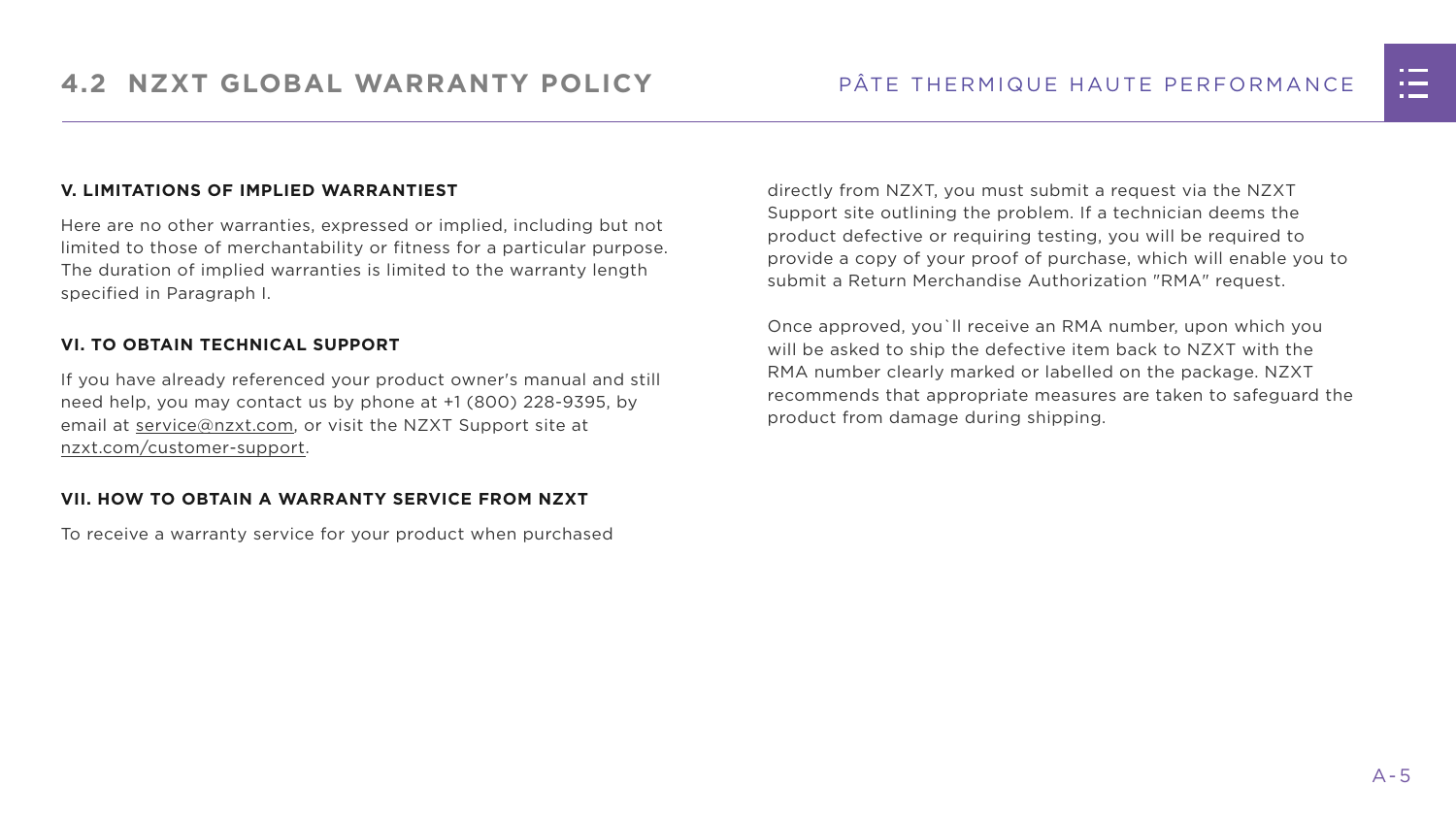## V. LIMITATIONS OF IMPLIED WARRANTIEST

Here are no other warranties, expressed or implied, including but not limited to those of merchantability or fitness for a particular purpose. The duration of implied warranties is limited to the warranty length specified in Paragraph I.

## VI. TO OBTAIN TECHNICAL SUPPORT

If you have already referenced your product owner's manual and still need help, you may contact us by phone at +1 (800) 228-9395, by email at service@nzxt.com, or visit the NZXT Support site at nzxt.com/customer-support.

## VII. HOW TO OBTAIN A WARRANTY SERVICE FROM NZXT

To receive a warranty service for your product when purchased directly from NZXT, you must submit a request via the NZXT Support site outlining the problem. If a technician deems the product defective or requiring testing, you will be required to provide a copy of your proof of purchase, which will enable you to submit a Return Merchandise Authorization "RMA" request.

Once approved, you`ll receive an RMA number, upon which you will be asked to ship the defective item back to NZXT with the RMA number clearly marked or labelled on the package. NZXT recommends that appropriate measures are taken to safeguard the product from damage during shipping.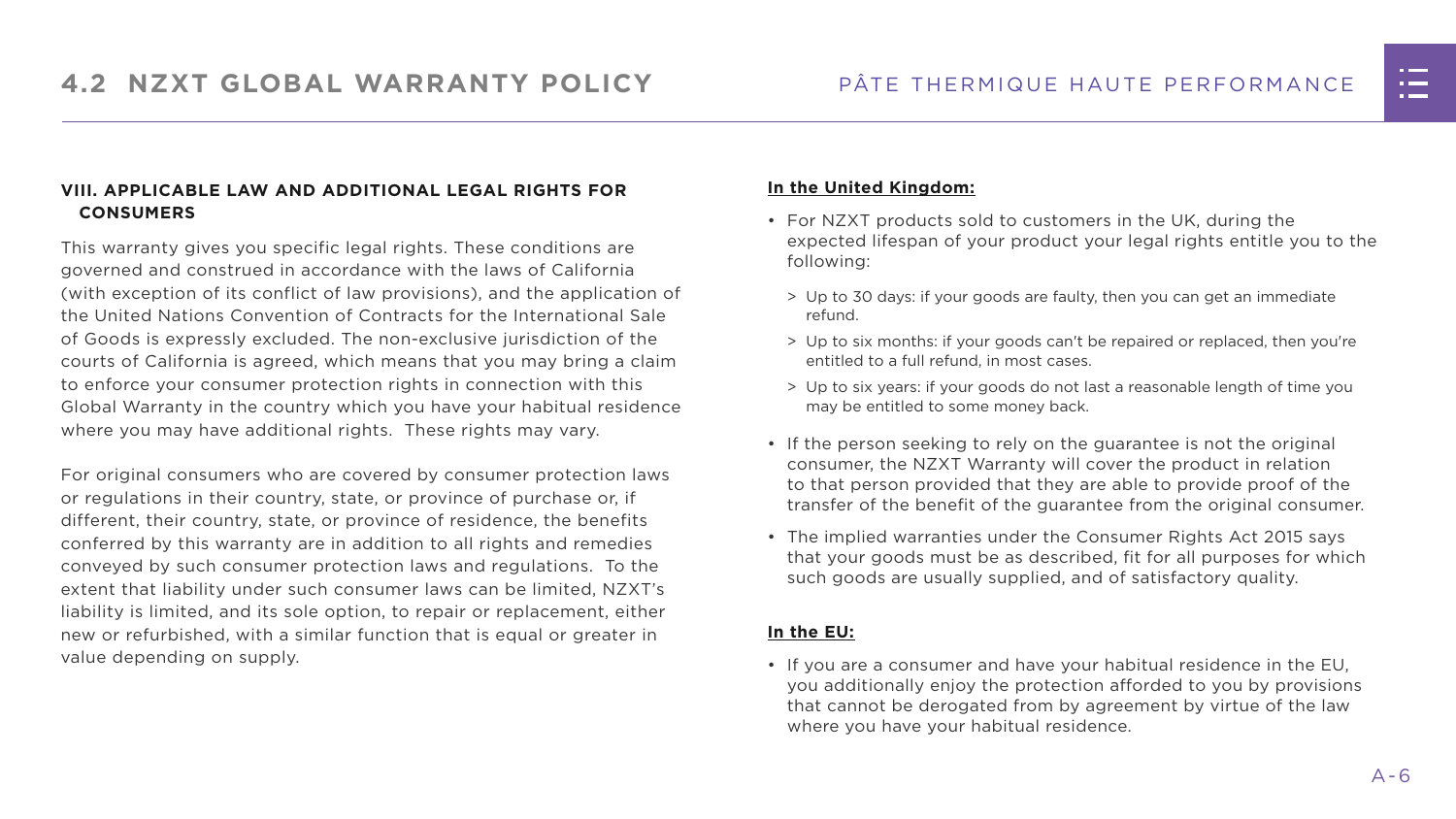### VIII. APPLICABLE LAW AND ADDITIONAL LEGAL RIGHTS FOR CONSUMERS

This warranty gives you specific legal rights. These conditions are governed and construed in accordance with the laws of California (with exception of its conflict of law provisions), and the application of the United Nations Convention of Contracts for the International Sale of Goods is expressly excluded. The non-exclusive jurisdiction of the courts of California is agreed, which means that you may bring a claim to enforce your consumer protection rights in connection with this Global Warranty in the country which you have your habitual residence where you may have additional rights. These rights may vary.

For original consumers who are covered by consumer protection laws or regulations in their country, state, or province of purchase or, if different, their country, state, or province of residence, the benefits conferred by this warranty are in addition to all rights and remedies conveyed by such consumer protection laws and regulations. To the extent that liability under such consumer laws can be limited, NZXT's liability is limited, and its sole option, to repair or replacement, either new or refurbished, with a similar function that is equal or greater in value depending on supply.

**In the United Kingdom:**

- For NZXT products sold to customers in the UK, during the expected lifespan of your product your legal rights entitle you to the following:
  - > Up to 30 days: if your goods are faulty, then you can get an immediate refund.
  - > Up to six months: if your goods can't be repaired or replaced, then you're entitled to a full refund, in most cases.
  - > Up to six years: if your goods do not last a reasonable length of time you may be entitled to some money back.
- If the person seeking to rely on the guarantee is not the original consumer, the NZXT Warranty will cover the product in relation to that person provided that they are able to provide proof of the transfer of the benefit of the guarantee from the original consumer.
- The implied warranties under the Consumer Rights Act 2015 says that your goods must be as described, fit for all purposes for which such goods are usually supplied, and of satisfactory quality.

**In the EU:**

- If you are a consumer and have your habitual residence in the EU, you additionally enjoy the protection afforded to you by provisions that cannot be derogated from by agreement by virtue of the law where you have your habitual residence.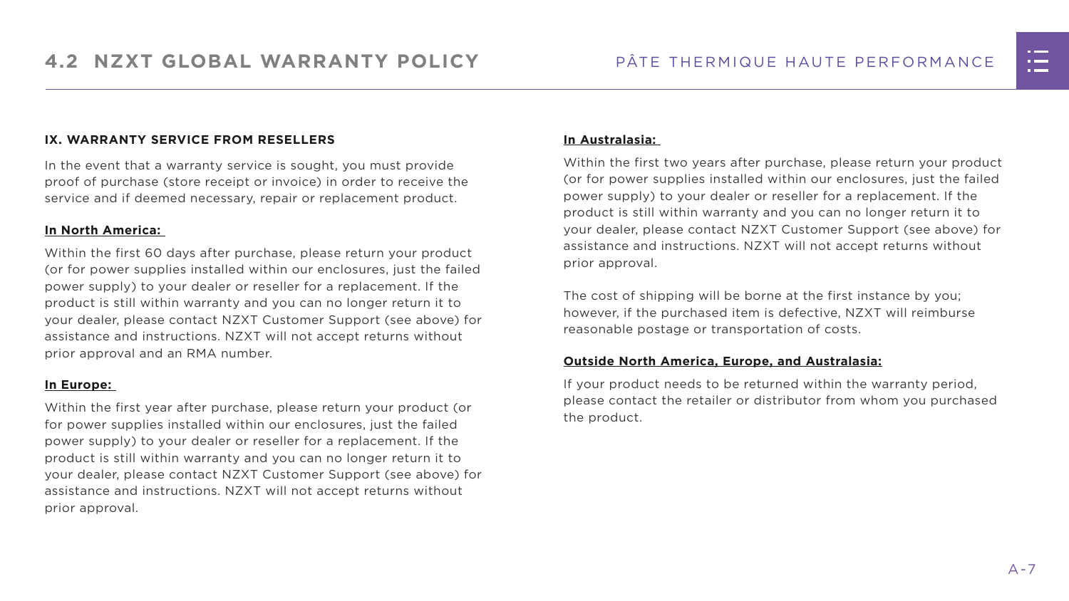## 4.2 NZXT GLOBAL WARRANTY POLICY

### IX. WARRANTY SERVICE FROM RESELLERS

In the event that a warranty service is sought, you must provide proof of purchase (store receipt or invoice) in order to receive the service and if deemed necessary, repair or replacement product.

**In North America:**

Within the first 60 days after purchase, please return your product (or for power supplies installed within our enclosures, just the failed power supply) to your dealer or reseller for a replacement. If the product is still within warranty and you can no longer return it to your dealer, please contact NZXT Customer Support (see above) for assistance and instructions. NZXT will not accept returns without prior approval and an RMA number.

**In Europe:**

Within the first year after purchase, please return your product (or for power supplies installed within our enclosures, just the failed power supply) to your dealer or reseller for a replacement. If the product is still within warranty and you can no longer return it to your dealer, please contact NZXT Customer Support (see above) for assistance and instructions. NZXT will not accept returns without prior approval.

**In Australasia:**

Within the first two years after purchase, please return your product (or for power supplies installed within our enclosures, just the failed power supply) to your dealer or reseller for a replacement. If the product is still within warranty and you can no longer return it to your dealer, please contact NZXT Customer Support (see above) for assistance and instructions. NZXT will not accept returns without prior approval.

The cost of shipping will be borne at the first instance by you; however, if the purchased item is defective, NZXT will reimburse reasonable postage or transportation of costs.

**Outside North America, Europe, and Australasia:**

If your product needs to be returned within the warranty period, please contact the retailer or distributor from whom you purchased the product.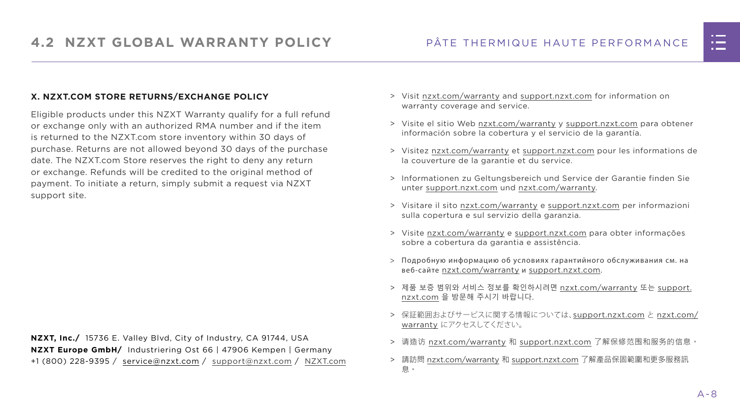## X. NZXT.COM STORE RETURNS/EXCHANGE POLICY

Eligible products under this NZXT Warranty qualify for a full refund or exchange only with an authorized RMA number and if the item is returned to the NZXT.com store inventory within 30 days of purchase. Returns are not allowed beyond 30 days of the purchase date. The NZXT.com Store reserves the right to deny any return or exchange. Refunds will be credited to the original method of payment. To initiate a return, simply submit a request via NZXT support site.

**NZXT, Inc./** 15736 E. Valley Blvd, City of Industry, CA 91744, USA
**NZXT Europe GmbH/** Industriering Ost 66 | 47906 Kempen | Germany
+1 (800) 228-9395 / service@nzxt.com / support@nzxt.com / NZXT.com

> Visit nzxt.com/warranty and support.nzxt.com for information on warranty coverage and service.

> Visite el sitio Web nzxt.com/warranty y support.nzxt.com para obtener información sobre la cobertura y el servicio de la garantía.

> Visitez nzxt.com/warranty et support.nzxt.com pour les informations de la couverture de la garantie et du service.

> Informationen zu Geltungsbereich und Service der Garantie finden Sie unter support.nzxt.com und nzxt.com/warranty.

> Visitare il sito nzxt.com/warranty e support.nzxt.com per informazioni sulla copertura e sul servizio della garanzia.

> Visite nzxt.com/warranty e support.nzxt.com para obter informações sobre a cobertura da garantia e assistência.

> Подробную информацию об условиях гарантийного обслуживания см. на веб-сайте nzxt.com/warranty и support.nzxt.com.

> 제품 보증 범위와 서비스 정보를 확인하시려면 nzxt.com/warranty 또는 support.nzxt.com 을 방문해 주시기 바랍니다.

> 保証範囲およびサービスに関する情報については、support.nzxt.com と nzxt.com/warranty にアクセスしてください。

> 请造访 nzxt.com/warranty 和 support.nzxt.com 了解保修范围和服务的信息。

> 請訪問 nzxt.com/warranty 和 support.nzxt.com 了解產品保固範圍和更多服務訊息。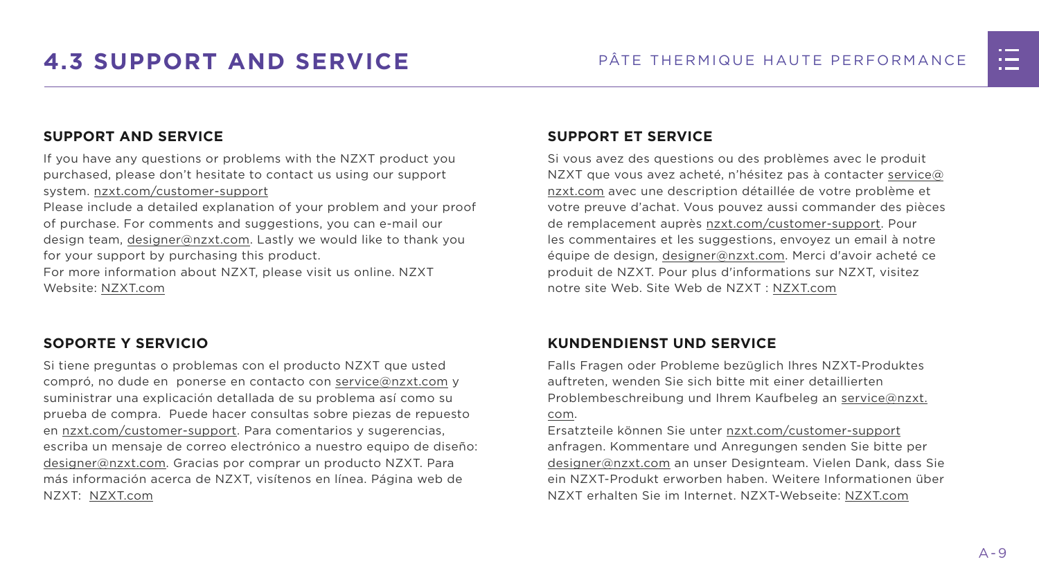# 4.3 SUPPORT AND SERVICE

## SUPPORT AND SERVICE

If you have any questions or problems with the NZXT product you purchased, please don't hesitate to contact us using our support system. nzxt.com/customer-support
Please include a detailed explanation of your problem and your proof of purchase. For comments and suggestions, you can e-mail our design team, designer@nzxt.com. Lastly we would like to thank you for your support by purchasing this product.
For more information about NZXT, please visit us online. NZXT Website: NZXT.com

## SUPPORT ET SERVICE

Si vous avez des questions ou des problèmes avec le produit NZXT que vous avez acheté, n'hésitez pas à contacter service@nzxt.com avec une description détaillée de votre problème et votre preuve d'achat. Vous pouvez aussi commander des pièces de remplacement auprès nzxt.com/customer-support. Pour les commentaires et les suggestions, envoyez un email à notre équipe de design, designer@nzxt.com. Merci d'avoir acheté ce produit de NZXT. Pour plus d'informations sur NZXT, visitez notre site Web. Site Web de NZXT : NZXT.com

## SOPORTE Y SERVICIO

Si tiene preguntas o problemas con el producto NZXT que usted compró, no dude en ponerse en contacto con service@nzxt.com y suministrar una explicación detallada de su problema así como su prueba de compra. Puede hacer consultas sobre piezas de repuesto en nzxt.com/customer-support. Para comentarios y sugerencias, escriba un mensaje de correo electrónico a nuestro equipo de diseño: designer@nzxt.com. Gracias por comprar un producto NZXT. Para más información acerca de NZXT, visítenos en línea. Página web de NZXT: NZXT.com

## KUNDENDIENST UND SERVICE

Falls Fragen oder Probleme bezüglich Ihres NZXT-Produktes auftreten, wenden Sie sich bitte mit einer detaillierten Problembeschreibung und Ihrem Kaufbeleg an service@nzxt.com.
Ersatzteile können Sie unter nzxt.com/customer-support anfragen. Kommentare und Anregungen senden Sie bitte per designer@nzxt.com an unser Designteam. Vielen Dank, dass Sie ein NZXT-Produkt erworben haben. Weitere Informationen über NZXT erhalten Sie im Internet. NZXT-Webseite: NZXT.com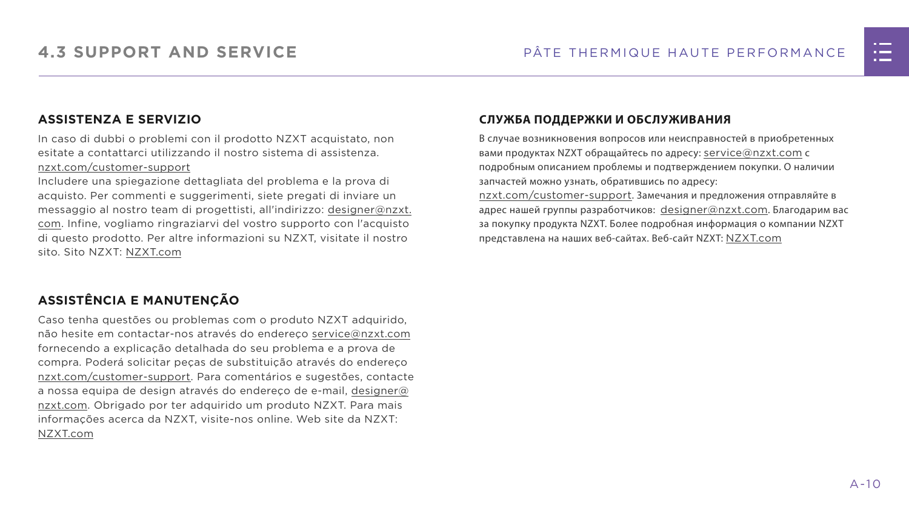## 4.3 SUPPORT AND SERVICE

### ASSISTENZA E SERVIZIO

In caso di dubbi o problemi con il prodotto NZXT acquistato, non esitate a contattarci utilizzando il nostro sistema di assistenza. nzxt.com/customer-support
Includere una spiegazione dettagliata del problema e la prova di acquisto. Per commenti e suggerimenti, siete pregati di inviare un messaggio al nostro team di progettisti, all'indirizzo: designer@nzxt.com. Infine, vogliamo ringraziarvi del vostro supporto con l'acquisto di questo prodotto. Per altre informazioni su NZXT, visitate il nostro sito. Sito NZXT: NZXT.com

### ASSISTÊNCIA E MANUTENÇÃO

Caso tenha questões ou problemas com o produto NZXT adquirido, não hesite em contactar-nos através do endereço service@nzxt.com fornecendo a explicação detalhada do seu problema e a prova de compra. Poderá solicitar peças de substituição através do endereço nzxt.com/customer-support. Para comentários e sugestões, contacte a nossa equipa de design através do endereço de e-mail, designer@nzxt.com. Obrigado por ter adquirido um produto NZXT. Para mais informações acerca da NZXT, visite-nos online. Web site da NZXT: NZXT.com

### СЛУЖБА ПОДДЕРЖКИ И ОБСЛУЖИВАНИЯ

В случае возникновения вопросов или неисправностей в приобретенных вами продуктах NZXT обращайтесь по адресу: service@nzxt.com с подробным описанием проблемы и подтверждением покупки. О наличии запчастей можно узнать, обратившись по адресу: nzxt.com/customer-support. Замечания и предложения отправляйте в адрес нашей группы разработчиков: designer@nzxt.com. Благодарим вас за покупку продукта NZXT. Более подробная информация о компании NZXT представлена на наших веб-сайтах. Веб-сайт NZXT: NZXT.com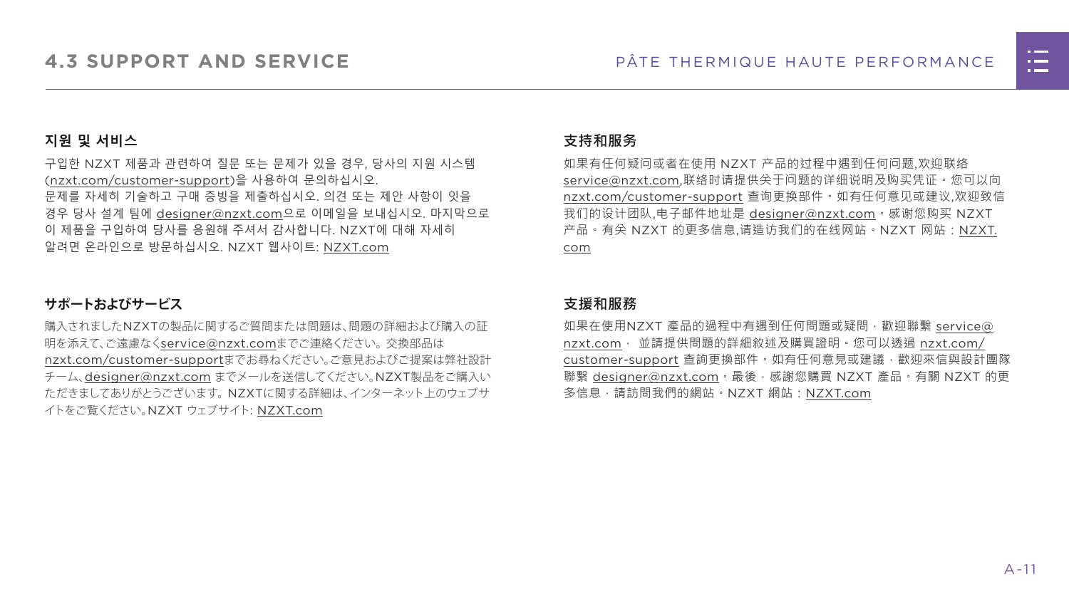# 4.3 SUPPORT AND SERVICE

## 지원 및 서비스

구입한 NZXT 제품과 관련하여 질문 또는 문제가 있을 경우, 당사의 지원 시스템 (nzxt.com/customer-support)을 사용하여 문의하십시오.
문제를 자세히 기술하고 구매 증빙을 제출하십시오. 의견 또는 제안 사항이 잇을 경우 당사 설계 팀에 designer@nzxt.com으로 이메일을 보내십시오. 마지막으로 이 제품을 구입하여 당사를 응원해 주셔서 감사합니다. NZXT에 대해 자세히 알려면 온라인으로 방문하십시오. NZXT 웹사이트: NZXT.com

## サポートおよびサービス

購入されましたNZXTの製品に関するご質問または問題は、問題の詳細および購入の証明を添えて、ご遠慮なくservice@nzxt.comまでご連絡ください。交換部品は nzxt.com/customer-supportまでお尋ねください。ご意見およびご提案は弊社設計チーム、designer@nzxt.com までメールを送信してください。NZXT製品をご購入いただきましてありがとうございます。NZXTに関する詳細は、インターネット上のウェブサイトをご覧ください。NZXT ウェブサイト: NZXT.com

## 支持和服务

如果有任何疑问或者在使用 NZXT 产品的过程中遇到任何问题,欢迎联络 service@nzxt.com,联络时请提供关于问题的详细说明及购买凭证。您可以向 nzxt.com/customer-support 查询更换部件。如有任何意见或建议,欢迎致信我们的设计团队,电子邮件地址是 designer@nzxt.com。感谢您购买 NZXT 产品。有关 NZXT 的更多信息,请造访我们的在线网站。NZXT 网站：NZXT.com

## 支援和服務

如果在使用NZXT 產品的過程中有遇到任何問題或疑問，歡迎聯繫 service@nzxt.com， 並請提供問題的詳細敘述及購買證明。您可以透過 nzxt.com/customer-support 查詢更換部件。如有任何意見或建議，歡迎來信與設計團隊聯繫 designer@nzxt.com。最後，感謝您購買 NZXT 產品。有關 NZXT 的更多信息，請訪問我們的網站。NZXT 網站：NZXT.com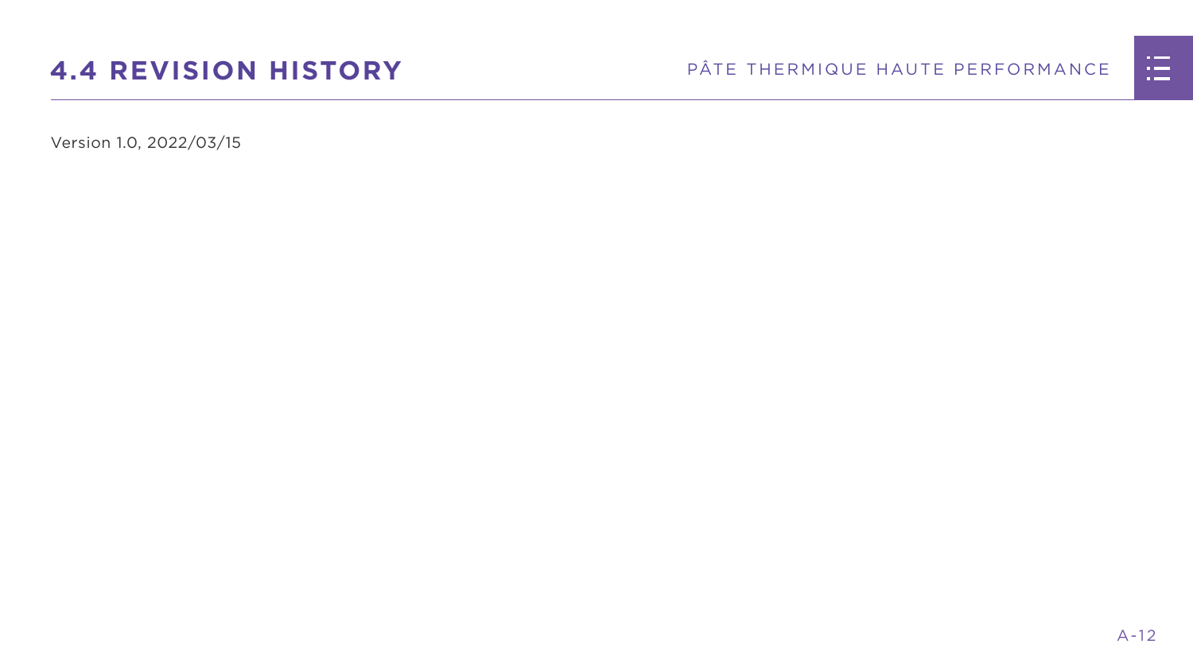## 4.4 REVISION HISTORY

Version 1.0, 2022/03/15